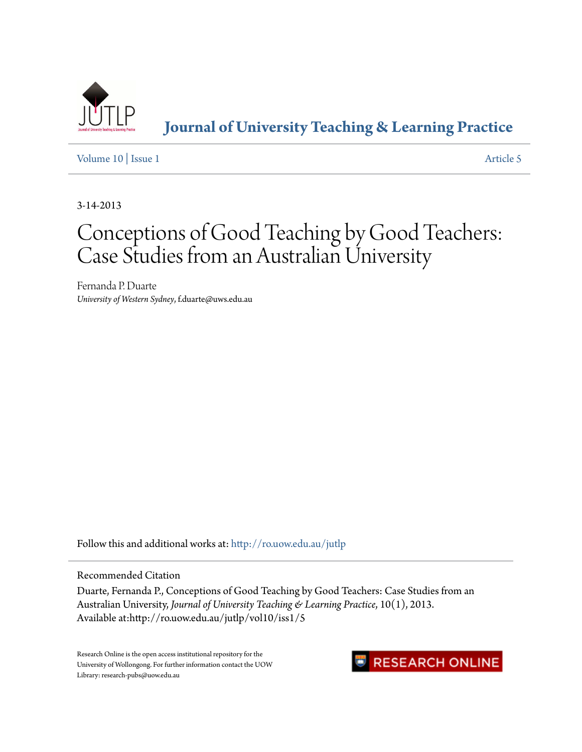# Journal of University Teaching & Learning Practice

Volume 10 | Issue 1 — Article 5

3-14-2013

# Conceptions of Good Teaching by Good Teachers: Case Studies from an Australian University

Fernanda P. Duarte
*University of Western Sydney*, f.duarte@uws.edu.au

Follow this and additional works at: http://ro.uow.edu.au/jutlp

## Recommended Citation

Duarte, Fernanda P., Conceptions of Good Teaching by Good Teachers: Case Studies from an Australian University, *Journal of University Teaching & Learning Practice*, 10(1), 2013.
Available at:http://ro.uow.edu.au/jutlp/vol10/iss1/5

Research Online is the open access institutional repository for the University of Wollongong. For further information contact the UOW Library: research-pubs@uow.edu.au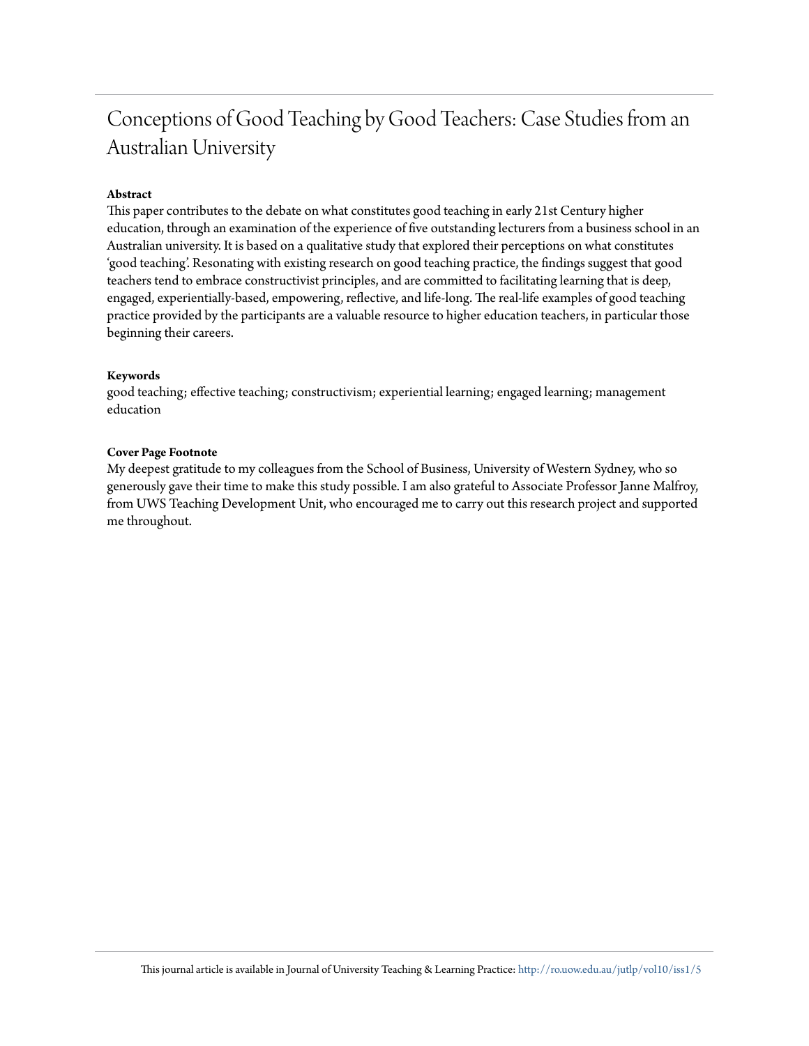# Conceptions of Good Teaching by Good Teachers: Case Studies from an Australian University

**Abstract**

This paper contributes to the debate on what constitutes good teaching in early 21st Century higher education, through an examination of the experience of five outstanding lecturers from a business school in an Australian university. It is based on a qualitative study that explored their perceptions on what constitutes 'good teaching'. Resonating with existing research on good teaching practice, the findings suggest that good teachers tend to embrace constructivist principles, and are committed to facilitating learning that is deep, engaged, experientially-based, empowering, reflective, and life-long. The real-life examples of good teaching practice provided by the participants are a valuable resource to higher education teachers, in particular those beginning their careers.

**Keywords**

good teaching; effective teaching; constructivism; experiential learning; engaged learning; management education

**Cover Page Footnote**

My deepest gratitude to my colleagues from the School of Business, University of Western Sydney, who so generously gave their time to make this study possible. I am also grateful to Associate Professor Janne Malfroy, from UWS Teaching Development Unit, who encouraged me to carry out this research project and supported me throughout.

This journal article is available in Journal of University Teaching & Learning Practice: http://ro.uow.edu.au/jutlp/vol10/iss1/5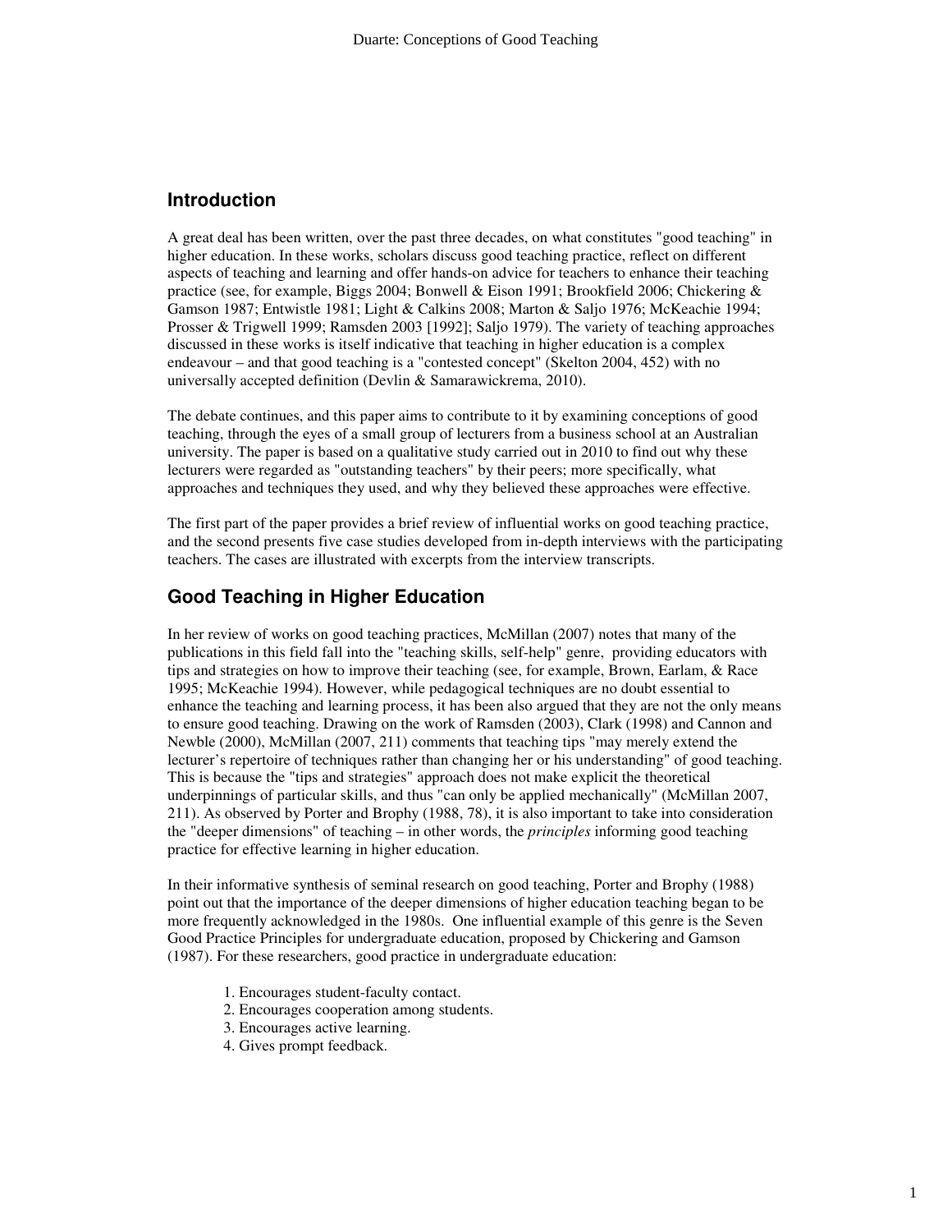## Introduction

A great deal has been written, over the past three decades, on what constitutes "good teaching" in higher education. In these works, scholars discuss good teaching practice, reflect on different aspects of teaching and learning and offer hands-on advice for teachers to enhance their teaching practice (see, for example, Biggs 2004; Bonwell & Eison 1991; Brookfield 2006; Chickering & Gamson 1987; Entwistle 1981; Light & Calkins 2008; Marton & Saljo 1976; McKeachie 1994; Prosser & Trigwell 1999; Ramsden 2003 [1992]; Saljo 1979). The variety of teaching approaches discussed in these works is itself indicative that teaching in higher education is a complex endeavour – and that good teaching is a "contested concept" (Skelton 2004, 452) with no universally accepted definition (Devlin & Samarawickrema, 2010).

The debate continues, and this paper aims to contribute to it by examining conceptions of good teaching, through the eyes of a small group of lecturers from a business school at an Australian university. The paper is based on a qualitative study carried out in 2010 to find out why these lecturers were regarded as "outstanding teachers" by their peers; more specifically, what approaches and techniques they used, and why they believed these approaches were effective.

The first part of the paper provides a brief review of influential works on good teaching practice, and the second presents five case studies developed from in-depth interviews with the participating teachers. The cases are illustrated with excerpts from the interview transcripts.

## Good Teaching in Higher Education

In her review of works on good teaching practices, McMillan (2007) notes that many of the publications in this field fall into the "teaching skills, self-help" genre, providing educators with tips and strategies on how to improve their teaching (see, for example, Brown, Earlam, & Race 1995; McKeachie 1994). However, while pedagogical techniques are no doubt essential to enhance the teaching and learning process, it has been also argued that they are not the only means to ensure good teaching. Drawing on the work of Ramsden (2003), Clark (1998) and Cannon and Newble (2000), McMillan (2007, 211) comments that teaching tips "may merely extend the lecturer's repertoire of techniques rather than changing her or his understanding" of good teaching. This is because the "tips and strategies" approach does not make explicit the theoretical underpinnings of particular skills, and thus "can only be applied mechanically" (McMillan 2007, 211). As observed by Porter and Brophy (1988, 78), it is also important to take into consideration the "deeper dimensions" of teaching – in other words, the *principles* informing good teaching practice for effective learning in higher education.

In their informative synthesis of seminal research on good teaching, Porter and Brophy (1988) point out that the importance of the deeper dimensions of higher education teaching began to be more frequently acknowledged in the 1980s. One influential example of this genre is the Seven Good Practice Principles for undergraduate education, proposed by Chickering and Gamson (1987). For these researchers, good practice in undergraduate education:

1. Encourages student-faculty contact.
2. Encourages cooperation among students.
3. Encourages active learning.
4. Gives prompt feedback.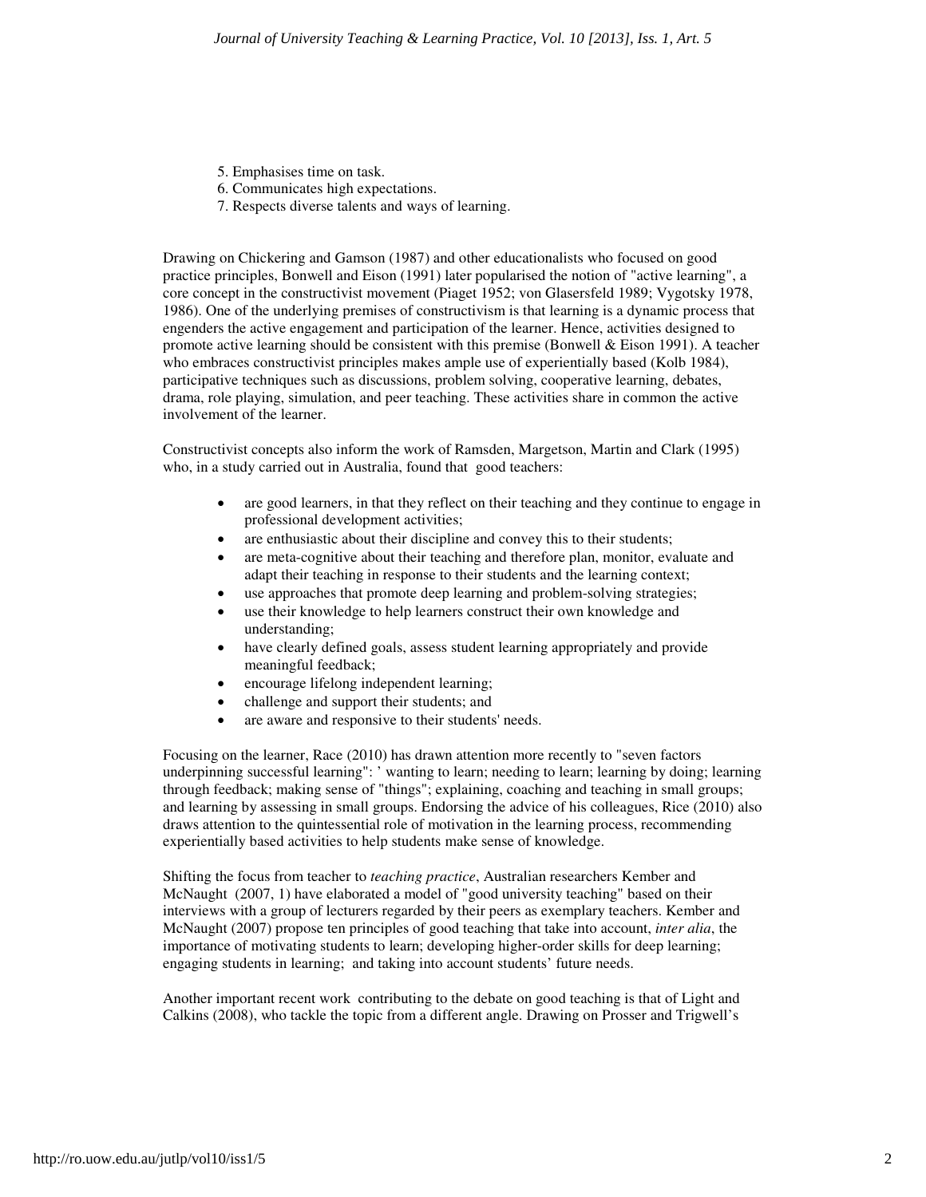5. Emphasises time on task.
6. Communicates high expectations.
7. Respects diverse talents and ways of learning.

Drawing on Chickering and Gamson (1987) and other educationalists who focused on good practice principles, Bonwell and Eison (1991) later popularised the notion of "active learning", a core concept in the constructivist movement (Piaget 1952; von Glasersfeld 1989; Vygotsky 1978, 1986). One of the underlying premises of constructivism is that learning is a dynamic process that engenders the active engagement and participation of the learner. Hence, activities designed to promote active learning should be consistent with this premise (Bonwell & Eison 1991). A teacher who embraces constructivist principles makes ample use of experientially based (Kolb 1984), participative techniques such as discussions, problem solving, cooperative learning, debates, drama, role playing, simulation, and peer teaching. These activities share in common the active involvement of the learner.

Constructivist concepts also inform the work of Ramsden, Margetson, Martin and Clark (1995) who, in a study carried out in Australia, found that good teachers:

- are good learners, in that they reflect on their teaching and they continue to engage in professional development activities;
- are enthusiastic about their discipline and convey this to their students;
- are meta-cognitive about their teaching and therefore plan, monitor, evaluate and adapt their teaching in response to their students and the learning context;
- use approaches that promote deep learning and problem-solving strategies;
- use their knowledge to help learners construct their own knowledge and understanding;
- have clearly defined goals, assess student learning appropriately and provide meaningful feedback;
- encourage lifelong independent learning;
- challenge and support their students; and
- are aware and responsive to their students' needs.

Focusing on the learner, Race (2010) has drawn attention more recently to "seven factors underpinning successful learning": ' wanting to learn; needing to learn; learning by doing; learning through feedback; making sense of "things"; explaining, coaching and teaching in small groups; and learning by assessing in small groups. Endorsing the advice of his colleagues, Rice (2010) also draws attention to the quintessential role of motivation in the learning process, recommending experientially based activities to help students make sense of knowledge.

Shifting the focus from teacher to *teaching practice*, Australian researchers Kember and McNaught (2007, 1) have elaborated a model of "good university teaching" based on their interviews with a group of lecturers regarded by their peers as exemplary teachers. Kember and McNaught (2007) propose ten principles of good teaching that take into account, *inter alia*, the importance of motivating students to learn; developing higher-order skills for deep learning; engaging students in learning; and taking into account students' future needs.

Another important recent work contributing to the debate on good teaching is that of Light and Calkins (2008), who tackle the topic from a different angle. Drawing on Prosser and Trigwell's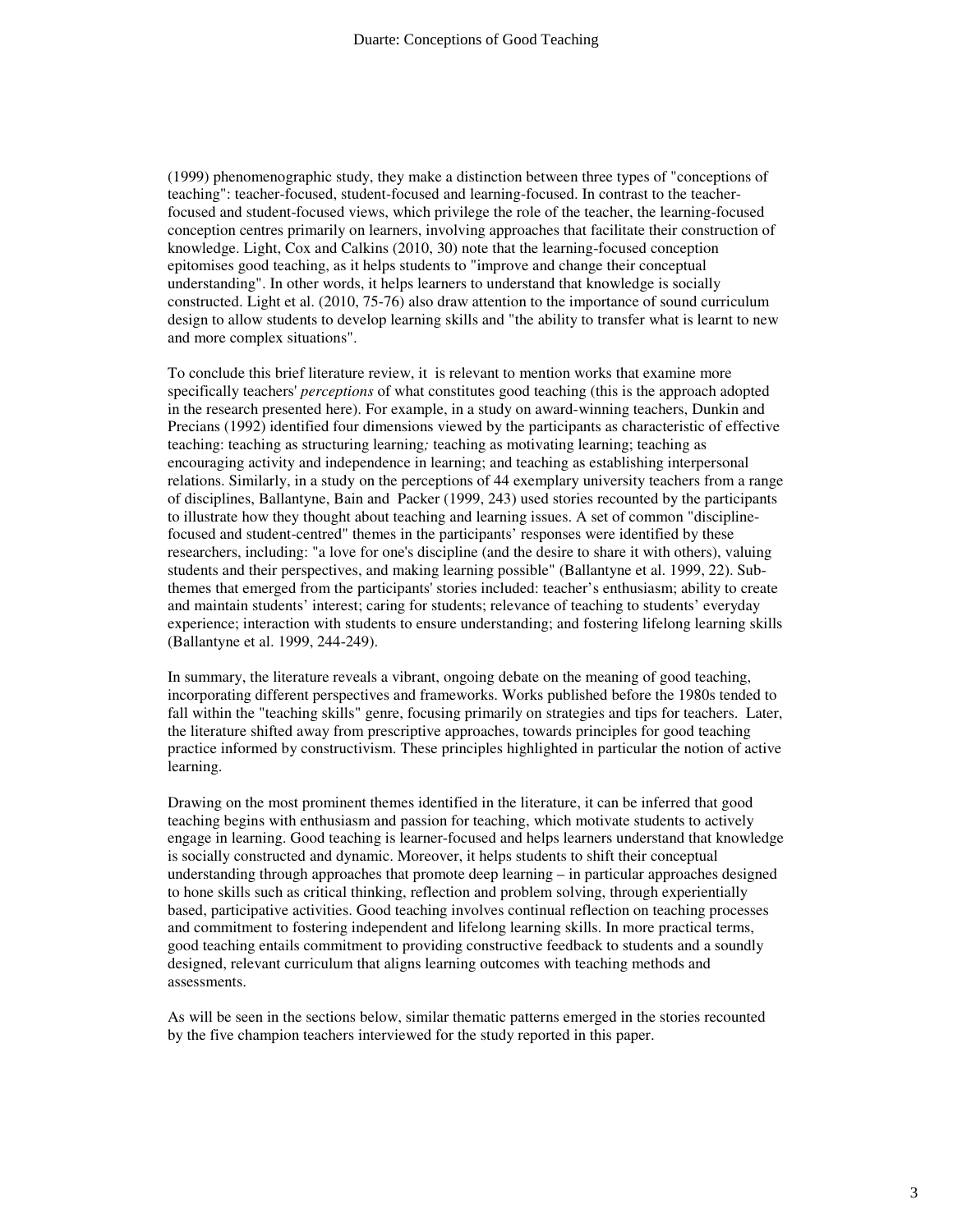(1999) phenomenographic study, they make a distinction between three types of "conceptions of teaching": teacher-focused, student-focused and learning-focused. In contrast to the teacher-focused and student-focused views, which privilege the role of the teacher, the learning-focused conception centres primarily on learners, involving approaches that facilitate their construction of knowledge. Light, Cox and Calkins (2010, 30) note that the learning-focused conception epitomises good teaching, as it helps students to "improve and change their conceptual understanding". In other words, it helps learners to understand that knowledge is socially constructed. Light et al. (2010, 75-76) also draw attention to the importance of sound curriculum design to allow students to develop learning skills and "the ability to transfer what is learnt to new and more complex situations".

To conclude this brief literature review, it is relevant to mention works that examine more specifically teachers' *perceptions* of what constitutes good teaching (this is the approach adopted in the research presented here). For example, in a study on award-winning teachers, Dunkin and Precians (1992) identified four dimensions viewed by the participants as characteristic of effective teaching: teaching as structuring learning*;* teaching as motivating learning; teaching as encouraging activity and independence in learning; and teaching as establishing interpersonal relations. Similarly, in a study on the perceptions of 44 exemplary university teachers from a range of disciplines, Ballantyne, Bain and Packer (1999, 243) used stories recounted by the participants to illustrate how they thought about teaching and learning issues. A set of common "discipline-focused and student-centred" themes in the participants' responses were identified by these researchers, including: "a love for one's discipline (and the desire to share it with others), valuing students and their perspectives, and making learning possible" (Ballantyne et al. 1999, 22). Sub-themes that emerged from the participants' stories included: teacher's enthusiasm; ability to create and maintain students' interest; caring for students; relevance of teaching to students' everyday experience; interaction with students to ensure understanding; and fostering lifelong learning skills (Ballantyne et al. 1999, 244-249).

In summary, the literature reveals a vibrant, ongoing debate on the meaning of good teaching, incorporating different perspectives and frameworks. Works published before the 1980s tended to fall within the "teaching skills" genre, focusing primarily on strategies and tips for teachers. Later, the literature shifted away from prescriptive approaches, towards principles for good teaching practice informed by constructivism. These principles highlighted in particular the notion of active learning.

Drawing on the most prominent themes identified in the literature, it can be inferred that good teaching begins with enthusiasm and passion for teaching, which motivate students to actively engage in learning. Good teaching is learner-focused and helps learners understand that knowledge is socially constructed and dynamic. Moreover, it helps students to shift their conceptual understanding through approaches that promote deep learning – in particular approaches designed to hone skills such as critical thinking, reflection and problem solving, through experientially based, participative activities. Good teaching involves continual reflection on teaching processes and commitment to fostering independent and lifelong learning skills. In more practical terms, good teaching entails commitment to providing constructive feedback to students and a soundly designed, relevant curriculum that aligns learning outcomes with teaching methods and assessments.

As will be seen in the sections below, similar thematic patterns emerged in the stories recounted by the five champion teachers interviewed for the study reported in this paper.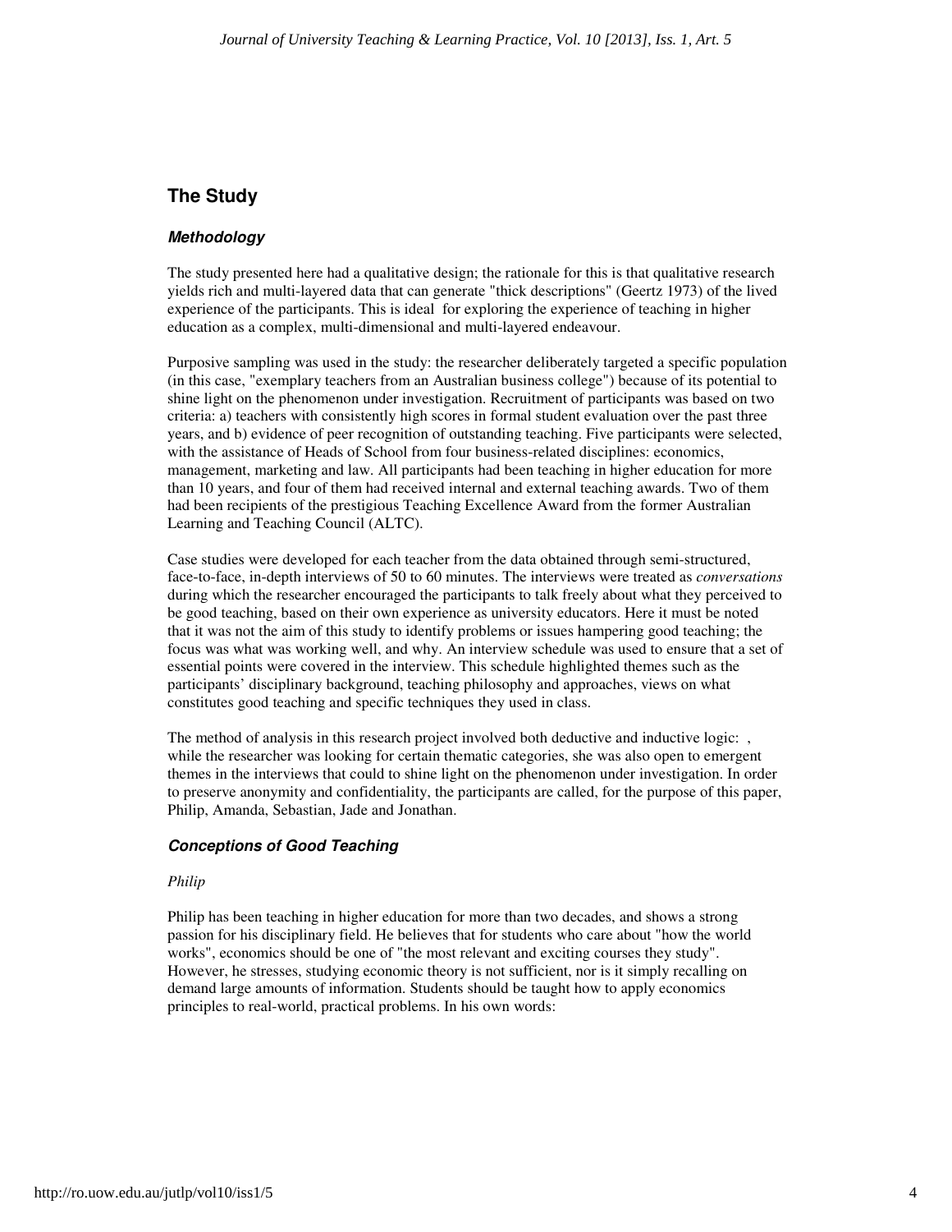## The Study

### *Methodology*

The study presented here had a qualitative design; the rationale for this is that qualitative research yields rich and multi-layered data that can generate "thick descriptions" (Geertz 1973) of the lived experience of the participants. This is ideal for exploring the experience of teaching in higher education as a complex, multi-dimensional and multi-layered endeavour.

Purposive sampling was used in the study: the researcher deliberately targeted a specific population (in this case, "exemplary teachers from an Australian business college") because of its potential to shine light on the phenomenon under investigation. Recruitment of participants was based on two criteria: a) teachers with consistently high scores in formal student evaluation over the past three years, and b) evidence of peer recognition of outstanding teaching. Five participants were selected, with the assistance of Heads of School from four business-related disciplines: economics, management, marketing and law. All participants had been teaching in higher education for more than 10 years, and four of them had received internal and external teaching awards. Two of them had been recipients of the prestigious Teaching Excellence Award from the former Australian Learning and Teaching Council (ALTC).

Case studies were developed for each teacher from the data obtained through semi-structured, face-to-face, in-depth interviews of 50 to 60 minutes. The interviews were treated as *conversations* during which the researcher encouraged the participants to talk freely about what they perceived to be good teaching, based on their own experience as university educators. Here it must be noted that it was not the aim of this study to identify problems or issues hampering good teaching; the focus was what was working well, and why. An interview schedule was used to ensure that a set of essential points were covered in the interview. This schedule highlighted themes such as the participants' disciplinary background, teaching philosophy and approaches, views on what constitutes good teaching and specific techniques they used in class.

The method of analysis in this research project involved both deductive and inductive logic: , while the researcher was looking for certain thematic categories, she was also open to emergent themes in the interviews that could to shine light on the phenomenon under investigation. In order to preserve anonymity and confidentiality, the participants are called, for the purpose of this paper, Philip, Amanda, Sebastian, Jade and Jonathan.

### *Conceptions of Good Teaching*

*Philip*

Philip has been teaching in higher education for more than two decades, and shows a strong passion for his disciplinary field. He believes that for students who care about "how the world works", economics should be one of "the most relevant and exciting courses they study". However, he stresses, studying economic theory is not sufficient, nor is it simply recalling on demand large amounts of information. Students should be taught how to apply economics principles to real-world, practical problems. In his own words: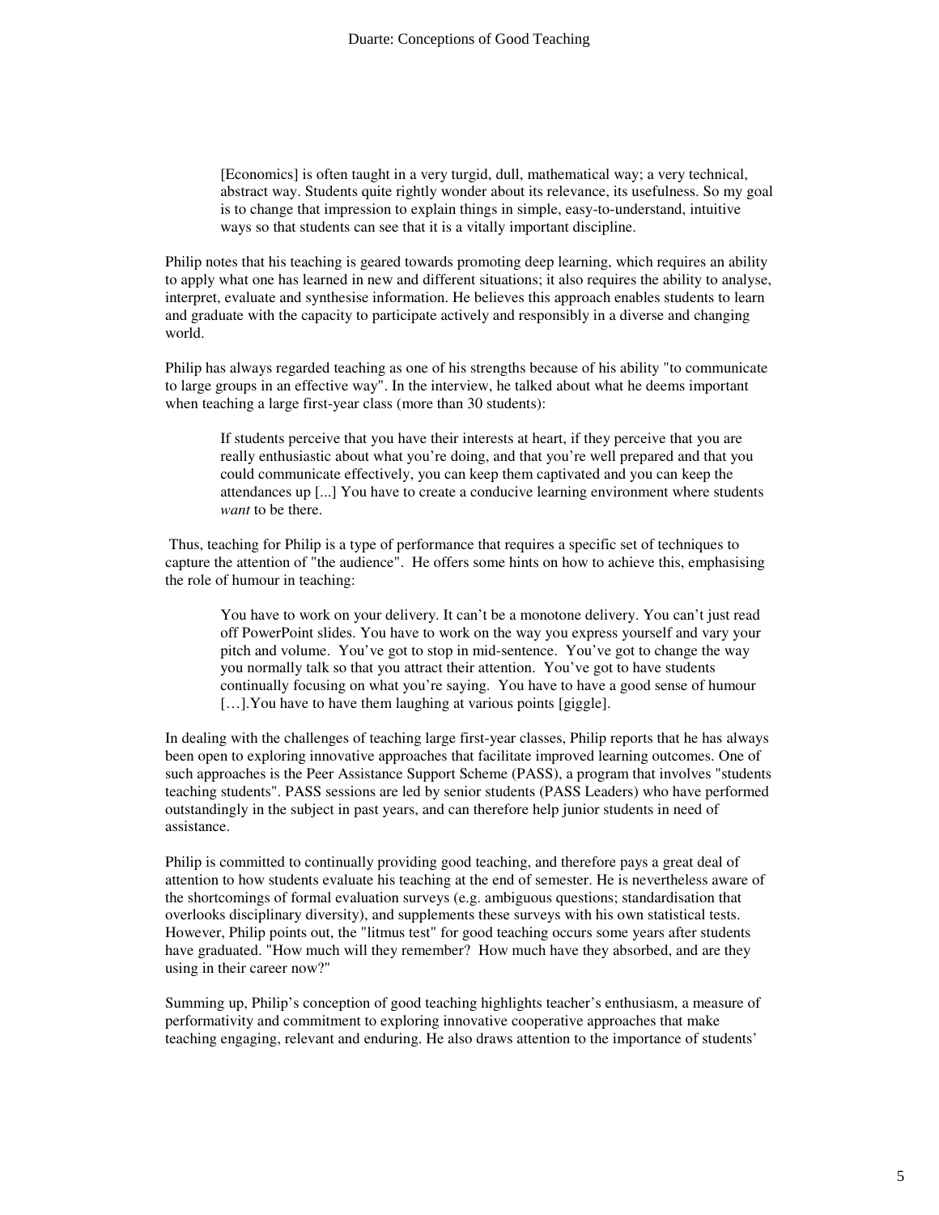> [Economics] is often taught in a very turgid, dull, mathematical way; a very technical, abstract way. Students quite rightly wonder about its relevance, its usefulness. So my goal is to change that impression to explain things in simple, easy-to-understand, intuitive ways so that students can see that it is a vitally important discipline.

Philip notes that his teaching is geared towards promoting deep learning, which requires an ability to apply what one has learned in new and different situations; it also requires the ability to analyse, interpret, evaluate and synthesise information. He believes this approach enables students to learn and graduate with the capacity to participate actively and responsibly in a diverse and changing world.

Philip has always regarded teaching as one of his strengths because of his ability "to communicate to large groups in an effective way". In the interview, he talked about what he deems important when teaching a large first-year class (more than 30 students):

> If students perceive that you have their interests at heart, if they perceive that you are really enthusiastic about what you're doing, and that you're well prepared and that you could communicate effectively, you can keep them captivated and you can keep the attendances up [...] You have to create a conducive learning environment where students *want* to be there.

Thus, teaching for Philip is a type of performance that requires a specific set of techniques to capture the attention of "the audience". He offers some hints on how to achieve this, emphasising the role of humour in teaching:

> You have to work on your delivery. It can't be a monotone delivery. You can't just read off PowerPoint slides. You have to work on the way you express yourself and vary your pitch and volume. You've got to stop in mid-sentence. You've got to change the way you normally talk so that you attract their attention. You've got to have students continually focusing on what you're saying. You have to have a good sense of humour […].You have to have them laughing at various points [giggle].

In dealing with the challenges of teaching large first-year classes, Philip reports that he has always been open to exploring innovative approaches that facilitate improved learning outcomes. One of such approaches is the Peer Assistance Support Scheme (PASS), a program that involves "students teaching students". PASS sessions are led by senior students (PASS Leaders) who have performed outstandingly in the subject in past years, and can therefore help junior students in need of assistance.

Philip is committed to continually providing good teaching, and therefore pays a great deal of attention to how students evaluate his teaching at the end of semester. He is nevertheless aware of the shortcomings of formal evaluation surveys (e.g. ambiguous questions; standardisation that overlooks disciplinary diversity), and supplements these surveys with his own statistical tests. However, Philip points out, the "litmus test" for good teaching occurs some years after students have graduated. "How much will they remember? How much have they absorbed, and are they using in their career now?"

Summing up, Philip's conception of good teaching highlights teacher's enthusiasm, a measure of performativity and commitment to exploring innovative cooperative approaches that make teaching engaging, relevant and enduring. He also draws attention to the importance of students'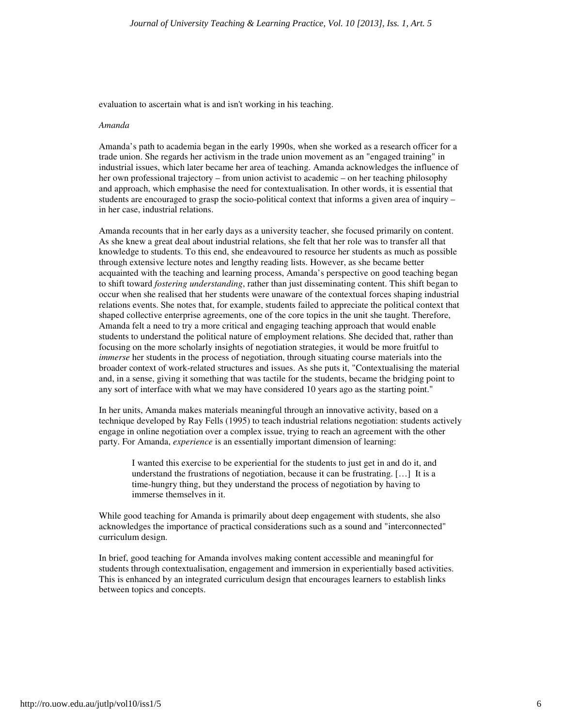evaluation to ascertain what is and isn't working in his teaching.

*Amanda*

Amanda's path to academia began in the early 1990s, when she worked as a research officer for a trade union. She regards her activism in the trade union movement as an "engaged training" in industrial issues, which later became her area of teaching. Amanda acknowledges the influence of her own professional trajectory – from union activist to academic – on her teaching philosophy and approach, which emphasise the need for contextualisation. In other words, it is essential that students are encouraged to grasp the socio-political context that informs a given area of inquiry – in her case, industrial relations.

Amanda recounts that in her early days as a university teacher, she focused primarily on content. As she knew a great deal about industrial relations, she felt that her role was to transfer all that knowledge to students. To this end, she endeavoured to resource her students as much as possible through extensive lecture notes and lengthy reading lists. However, as she became better acquainted with the teaching and learning process, Amanda's perspective on good teaching began to shift toward *fostering understanding*, rather than just disseminating content. This shift began to occur when she realised that her students were unaware of the contextual forces shaping industrial relations events. She notes that, for example, students failed to appreciate the political context that shaped collective enterprise agreements, one of the core topics in the unit she taught. Therefore, Amanda felt a need to try a more critical and engaging teaching approach that would enable students to understand the political nature of employment relations. She decided that, rather than focusing on the more scholarly insights of negotiation strategies, it would be more fruitful to *immerse* her students in the process of negotiation, through situating course materials into the broader context of work-related structures and issues. As she puts it, "Contextualising the material and, in a sense, giving it something that was tactile for the students, became the bridging point to any sort of interface with what we may have considered 10 years ago as the starting point."

In her units, Amanda makes materials meaningful through an innovative activity, based on a technique developed by Ray Fells (1995) to teach industrial relations negotiation: students actively engage in online negotiation over a complex issue, trying to reach an agreement with the other party. For Amanda, *experience* is an essentially important dimension of learning:

> I wanted this exercise to be experiential for the students to just get in and do it, and understand the frustrations of negotiation, because it can be frustrating. […] It is a time-hungry thing, but they understand the process of negotiation by having to immerse themselves in it.

While good teaching for Amanda is primarily about deep engagement with students, she also acknowledges the importance of practical considerations such as a sound and "interconnected" curriculum design.

In brief, good teaching for Amanda involves making content accessible and meaningful for students through contextualisation, engagement and immersion in experientially based activities. This is enhanced by an integrated curriculum design that encourages learners to establish links between topics and concepts.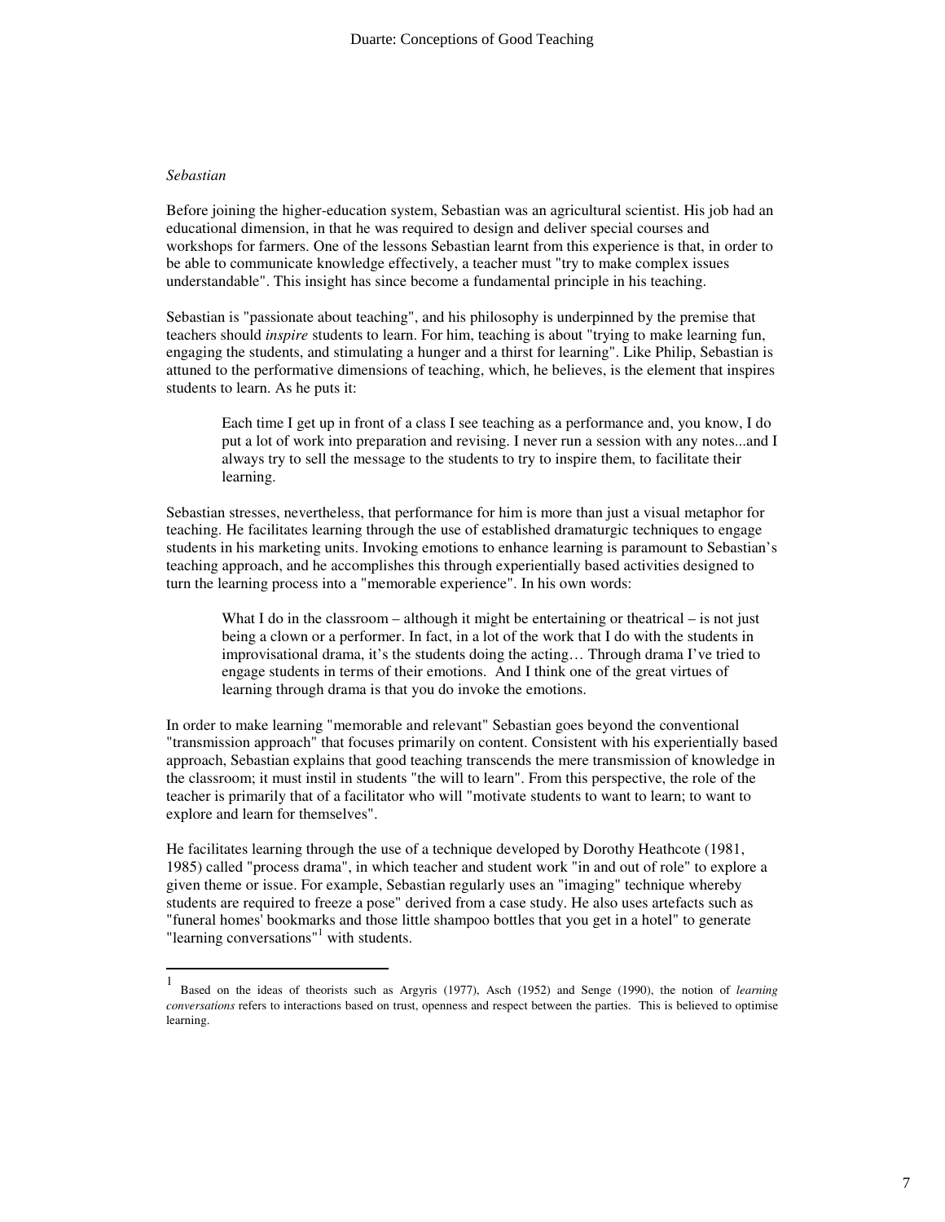*Sebastian*

Before joining the higher-education system, Sebastian was an agricultural scientist. His job had an educational dimension, in that he was required to design and deliver special courses and workshops for farmers. One of the lessons Sebastian learnt from this experience is that, in order to be able to communicate knowledge effectively, a teacher must "try to make complex issues understandable". This insight has since become a fundamental principle in his teaching.

Sebastian is "passionate about teaching", and his philosophy is underpinned by the premise that teachers should *inspire* students to learn. For him, teaching is about "trying to make learning fun, engaging the students, and stimulating a hunger and a thirst for learning". Like Philip, Sebastian is attuned to the performative dimensions of teaching, which, he believes, is the element that inspires students to learn. As he puts it:

> Each time I get up in front of a class I see teaching as a performance and, you know, I do put a lot of work into preparation and revising. I never run a session with any notes...and I always try to sell the message to the students to try to inspire them, to facilitate their learning.

Sebastian stresses, nevertheless, that performance for him is more than just a visual metaphor for teaching. He facilitates learning through the use of established dramaturgic techniques to engage students in his marketing units. Invoking emotions to enhance learning is paramount to Sebastian's teaching approach, and he accomplishes this through experientially based activities designed to turn the learning process into a "memorable experience". In his own words:

> What I do in the classroom – although it might be entertaining or theatrical – is not just being a clown or a performer. In fact, in a lot of the work that I do with the students in improvisational drama, it's the students doing the acting… Through drama I've tried to engage students in terms of their emotions. And I think one of the great virtues of learning through drama is that you do invoke the emotions.

In order to make learning "memorable and relevant" Sebastian goes beyond the conventional "transmission approach" that focuses primarily on content. Consistent with his experientially based approach, Sebastian explains that good teaching transcends the mere transmission of knowledge in the classroom; it must instil in students "the will to learn". From this perspective, the role of the teacher is primarily that of a facilitator who will "motivate students to want to learn; to want to explore and learn for themselves".

He facilitates learning through the use of a technique developed by Dorothy Heathcote (1981, 1985) called "process drama", in which teacher and student work "in and out of role" to explore a given theme or issue. For example, Sebastian regularly uses an "imaging" technique whereby students are required to freeze a pose" derived from a case study. He also uses artefacts such as "funeral homes' bookmarks and those little shampoo bottles that you get in a hotel" to generate "learning conversations"[1] with students.

---

[1] Based on the ideas of theorists such as Argyris (1977), Asch (1952) and Senge (1990), the notion of *learning conversations* refers to interactions based on trust, openness and respect between the parties. This is believed to optimise learning.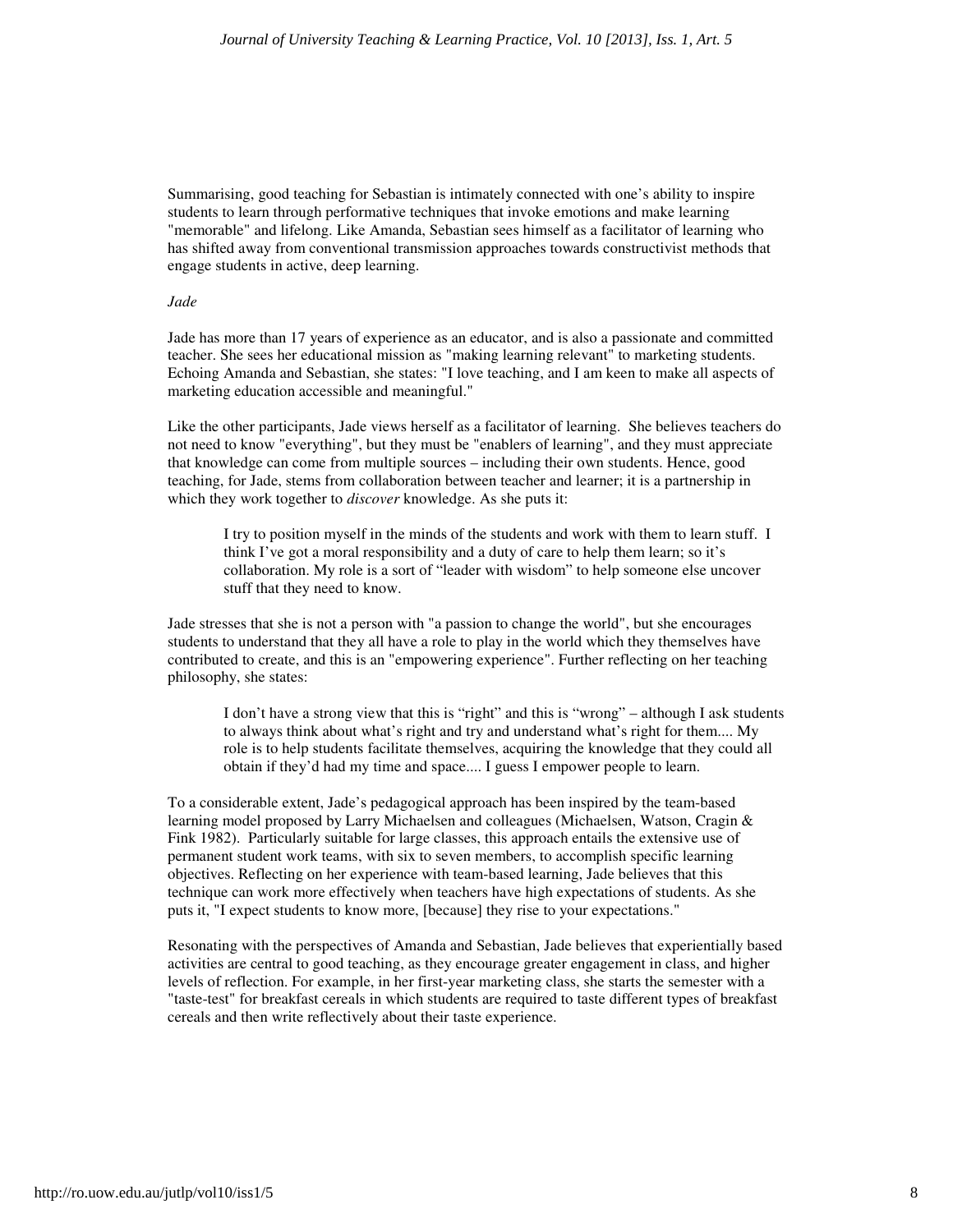Summarising, good teaching for Sebastian is intimately connected with one's ability to inspire students to learn through performative techniques that invoke emotions and make learning "memorable" and lifelong. Like Amanda, Sebastian sees himself as a facilitator of learning who has shifted away from conventional transmission approaches towards constructivist methods that engage students in active, deep learning.

*Jade*

Jade has more than 17 years of experience as an educator, and is also a passionate and committed teacher. She sees her educational mission as "making learning relevant" to marketing students. Echoing Amanda and Sebastian, she states: "I love teaching, and I am keen to make all aspects of marketing education accessible and meaningful."

Like the other participants, Jade views herself as a facilitator of learning. She believes teachers do not need to know "everything", but they must be "enablers of learning", and they must appreciate that knowledge can come from multiple sources – including their own students. Hence, good teaching, for Jade, stems from collaboration between teacher and learner; it is a partnership in which they work together to *discover* knowledge. As she puts it:

> I try to position myself in the minds of the students and work with them to learn stuff. I think I've got a moral responsibility and a duty of care to help them learn; so it's collaboration. My role is a sort of "leader with wisdom" to help someone else uncover stuff that they need to know.

Jade stresses that she is not a person with "a passion to change the world", but she encourages students to understand that they all have a role to play in the world which they themselves have contributed to create, and this is an "empowering experience". Further reflecting on her teaching philosophy, she states:

> I don't have a strong view that this is "right" and this is "wrong" – although I ask students to always think about what's right and try and understand what's right for them.... My role is to help students facilitate themselves, acquiring the knowledge that they could all obtain if they'd had my time and space.... I guess I empower people to learn.

To a considerable extent, Jade's pedagogical approach has been inspired by the team-based learning model proposed by Larry Michaelsen and colleagues (Michaelsen, Watson, Cragin & Fink 1982). Particularly suitable for large classes, this approach entails the extensive use of permanent student work teams, with six to seven members, to accomplish specific learning objectives. Reflecting on her experience with team-based learning, Jade believes that this technique can work more effectively when teachers have high expectations of students. As she puts it, "I expect students to know more, [because] they rise to your expectations."

Resonating with the perspectives of Amanda and Sebastian, Jade believes that experientially based activities are central to good teaching, as they encourage greater engagement in class, and higher levels of reflection. For example, in her first-year marketing class, she starts the semester with a "taste-test" for breakfast cereals in which students are required to taste different types of breakfast cereals and then write reflectively about their taste experience.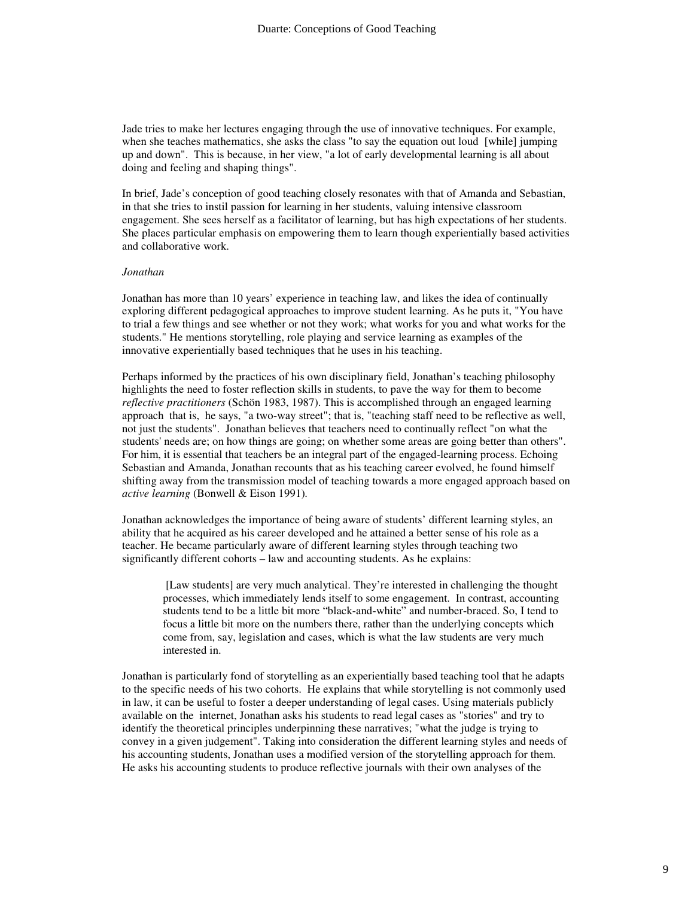Jade tries to make her lectures engaging through the use of innovative techniques. For example, when she teaches mathematics, she asks the class "to say the equation out loud [while] jumping up and down". This is because, in her view, "a lot of early developmental learning is all about doing and feeling and shaping things".

In brief, Jade's conception of good teaching closely resonates with that of Amanda and Sebastian, in that she tries to instil passion for learning in her students, valuing intensive classroom engagement. She sees herself as a facilitator of learning, but has high expectations of her students. She places particular emphasis on empowering them to learn though experientially based activities and collaborative work.

*Jonathan*

Jonathan has more than 10 years' experience in teaching law, and likes the idea of continually exploring different pedagogical approaches to improve student learning. As he puts it, "You have to trial a few things and see whether or not they work; what works for you and what works for the students." He mentions storytelling, role playing and service learning as examples of the innovative experientially based techniques that he uses in his teaching.

Perhaps informed by the practices of his own disciplinary field, Jonathan's teaching philosophy highlights the need to foster reflection skills in students, to pave the way for them to become *reflective practitioners* (Schön 1983, 1987). This is accomplished through an engaged learning approach that is, he says, "a two-way street"; that is, "teaching staff need to be reflective as well, not just the students". Jonathan believes that teachers need to continually reflect "on what the students' needs are; on how things are going; on whether some areas are going better than others". For him, it is essential that teachers be an integral part of the engaged-learning process. Echoing Sebastian and Amanda, Jonathan recounts that as his teaching career evolved, he found himself shifting away from the transmission model of teaching towards a more engaged approach based on *active learning* (Bonwell & Eison 1991).

Jonathan acknowledges the importance of being aware of students' different learning styles, an ability that he acquired as his career developed and he attained a better sense of his role as a teacher. He became particularly aware of different learning styles through teaching two significantly different cohorts – law and accounting students. As he explains:

> [Law students] are very much analytical. They're interested in challenging the thought processes, which immediately lends itself to some engagement. In contrast, accounting students tend to be a little bit more "black-and-white" and number-braced. So, I tend to focus a little bit more on the numbers there, rather than the underlying concepts which come from, say, legislation and cases, which is what the law students are very much interested in.

Jonathan is particularly fond of storytelling as an experientially based teaching tool that he adapts to the specific needs of his two cohorts. He explains that while storytelling is not commonly used in law, it can be useful to foster a deeper understanding of legal cases. Using materials publicly available on the internet, Jonathan asks his students to read legal cases as "stories" and try to identify the theoretical principles underpinning these narratives; "what the judge is trying to convey in a given judgement". Taking into consideration the different learning styles and needs of his accounting students, Jonathan uses a modified version of the storytelling approach for them. He asks his accounting students to produce reflective journals with their own analyses of the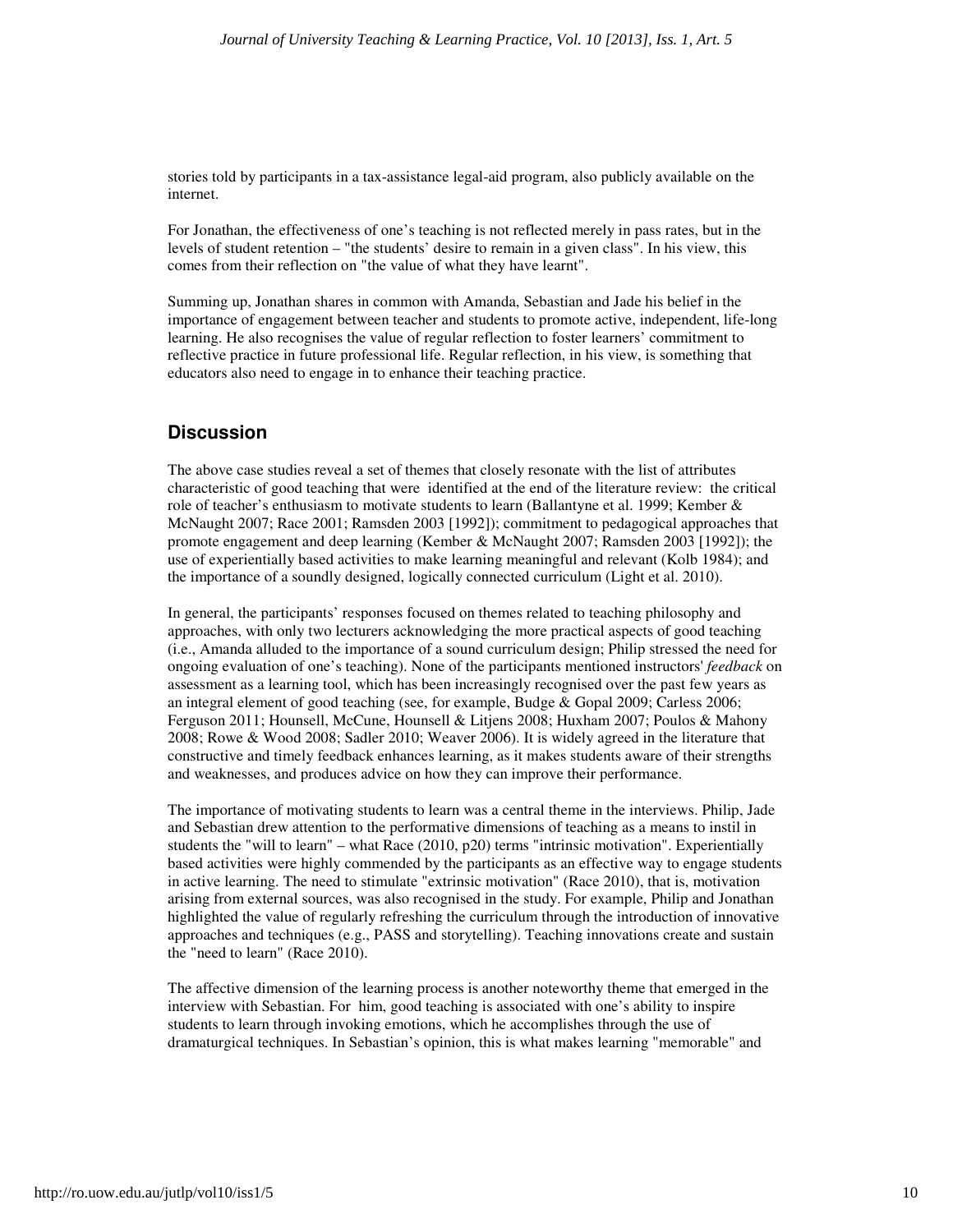stories told by participants in a tax-assistance legal-aid program, also publicly available on the internet.

For Jonathan, the effectiveness of one's teaching is not reflected merely in pass rates, but in the levels of student retention – "the students' desire to remain in a given class". In his view, this comes from their reflection on "the value of what they have learnt".

Summing up, Jonathan shares in common with Amanda, Sebastian and Jade his belief in the importance of engagement between teacher and students to promote active, independent, life-long learning. He also recognises the value of regular reflection to foster learners' commitment to reflective practice in future professional life. Regular reflection, in his view, is something that educators also need to engage in to enhance their teaching practice.

## Discussion

The above case studies reveal a set of themes that closely resonate with the list of attributes characteristic of good teaching that were identified at the end of the literature review: the critical role of teacher's enthusiasm to motivate students to learn (Ballantyne et al. 1999; Kember & McNaught 2007; Race 2001; Ramsden 2003 [1992]); commitment to pedagogical approaches that promote engagement and deep learning (Kember & McNaught 2007; Ramsden 2003 [1992]); the use of experientially based activities to make learning meaningful and relevant (Kolb 1984); and the importance of a soundly designed, logically connected curriculum (Light et al. 2010).

In general, the participants' responses focused on themes related to teaching philosophy and approaches, with only two lecturers acknowledging the more practical aspects of good teaching (i.e., Amanda alluded to the importance of a sound curriculum design; Philip stressed the need for ongoing evaluation of one's teaching). None of the participants mentioned instructors' *feedback* on assessment as a learning tool, which has been increasingly recognised over the past few years as an integral element of good teaching (see, for example, Budge & Gopal 2009; Carless 2006; Ferguson 2011; Hounsell, McCune, Hounsell & Litjens 2008; Huxham 2007; Poulos & Mahony 2008; Rowe & Wood 2008; Sadler 2010; Weaver 2006). It is widely agreed in the literature that constructive and timely feedback enhances learning, as it makes students aware of their strengths and weaknesses, and produces advice on how they can improve their performance.

The importance of motivating students to learn was a central theme in the interviews. Philip, Jade and Sebastian drew attention to the performative dimensions of teaching as a means to instil in students the "will to learn" – what Race (2010, p20) terms "intrinsic motivation". Experientially based activities were highly commended by the participants as an effective way to engage students in active learning. The need to stimulate "extrinsic motivation" (Race 2010), that is, motivation arising from external sources, was also recognised in the study. For example, Philip and Jonathan highlighted the value of regularly refreshing the curriculum through the introduction of innovative approaches and techniques (e.g., PASS and storytelling). Teaching innovations create and sustain the "need to learn" (Race 2010).

The affective dimension of the learning process is another noteworthy theme that emerged in the interview with Sebastian. For him, good teaching is associated with one's ability to inspire students to learn through invoking emotions, which he accomplishes through the use of dramaturgical techniques. In Sebastian's opinion, this is what makes learning "memorable" and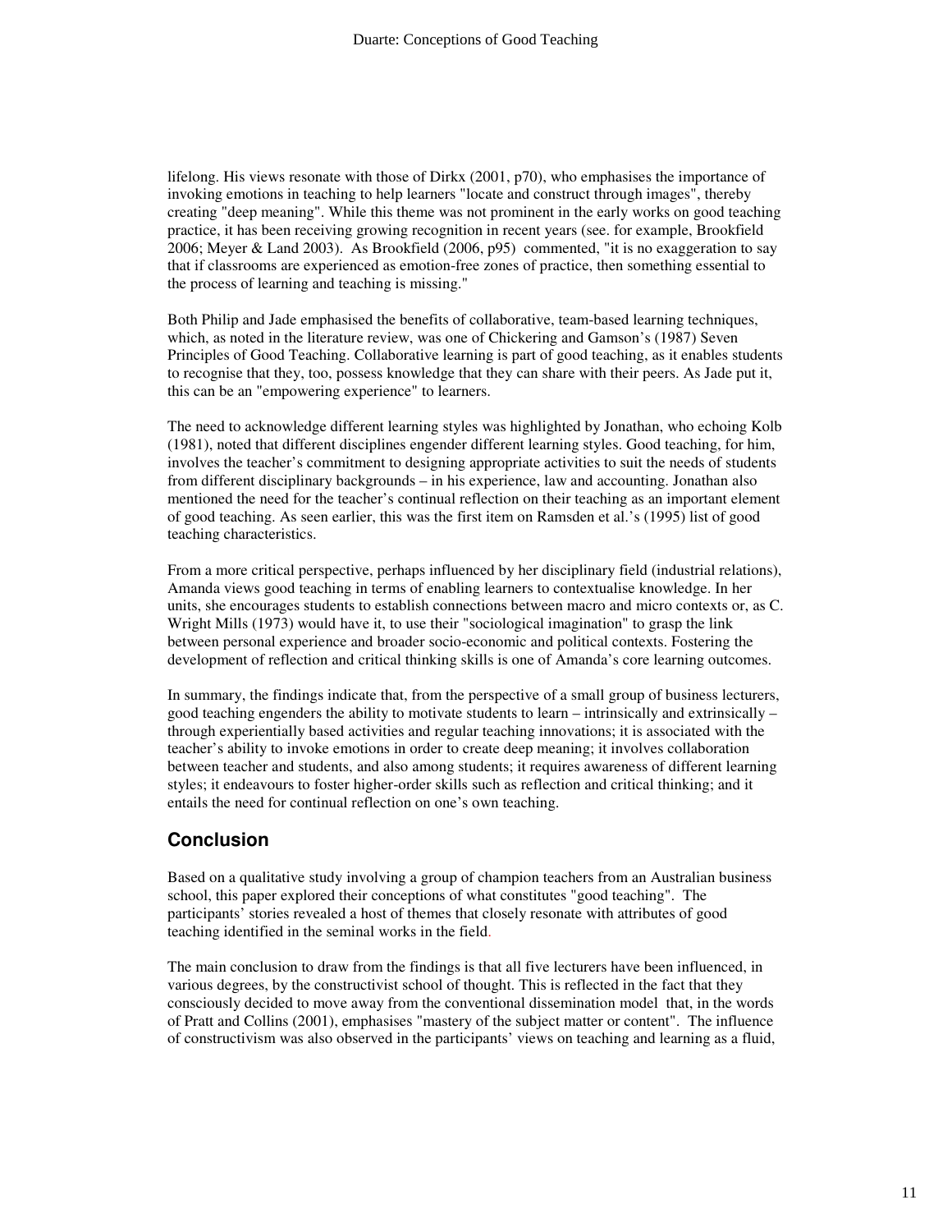lifelong. His views resonate with those of Dirkx (2001, p70), who emphasises the importance of invoking emotions in teaching to help learners "locate and construct through images", thereby creating "deep meaning". While this theme was not prominent in the early works on good teaching practice, it has been receiving growing recognition in recent years (see. for example, Brookfield 2006; Meyer & Land 2003). As Brookfield (2006, p95) commented, "it is no exaggeration to say that if classrooms are experienced as emotion-free zones of practice, then something essential to the process of learning and teaching is missing."

Both Philip and Jade emphasised the benefits of collaborative, team-based learning techniques, which, as noted in the literature review, was one of Chickering and Gamson's (1987) Seven Principles of Good Teaching. Collaborative learning is part of good teaching, as it enables students to recognise that they, too, possess knowledge that they can share with their peers. As Jade put it, this can be an "empowering experience" to learners.

The need to acknowledge different learning styles was highlighted by Jonathan, who echoing Kolb (1981), noted that different disciplines engender different learning styles. Good teaching, for him, involves the teacher's commitment to designing appropriate activities to suit the needs of students from different disciplinary backgrounds – in his experience, law and accounting. Jonathan also mentioned the need for the teacher's continual reflection on their teaching as an important element of good teaching. As seen earlier, this was the first item on Ramsden et al.'s (1995) list of good teaching characteristics.

From a more critical perspective, perhaps influenced by her disciplinary field (industrial relations), Amanda views good teaching in terms of enabling learners to contextualise knowledge. In her units, she encourages students to establish connections between macro and micro contexts or, as C. Wright Mills (1973) would have it, to use their "sociological imagination" to grasp the link between personal experience and broader socio-economic and political contexts. Fostering the development of reflection and critical thinking skills is one of Amanda's core learning outcomes.

In summary, the findings indicate that, from the perspective of a small group of business lecturers, good teaching engenders the ability to motivate students to learn – intrinsically and extrinsically – through experientially based activities and regular teaching innovations; it is associated with the teacher's ability to invoke emotions in order to create deep meaning; it involves collaboration between teacher and students, and also among students; it requires awareness of different learning styles; it endeavours to foster higher-order skills such as reflection and critical thinking; and it entails the need for continual reflection on one's own teaching.

## Conclusion

Based on a qualitative study involving a group of champion teachers from an Australian business school, this paper explored their conceptions of what constitutes "good teaching". The participants' stories revealed a host of themes that closely resonate with attributes of good teaching identified in the seminal works in the field.

The main conclusion to draw from the findings is that all five lecturers have been influenced, in various degrees, by the constructivist school of thought. This is reflected in the fact that they consciously decided to move away from the conventional dissemination model that, in the words of Pratt and Collins (2001), emphasises "mastery of the subject matter or content". The influence of constructivism was also observed in the participants' views on teaching and learning as a fluid,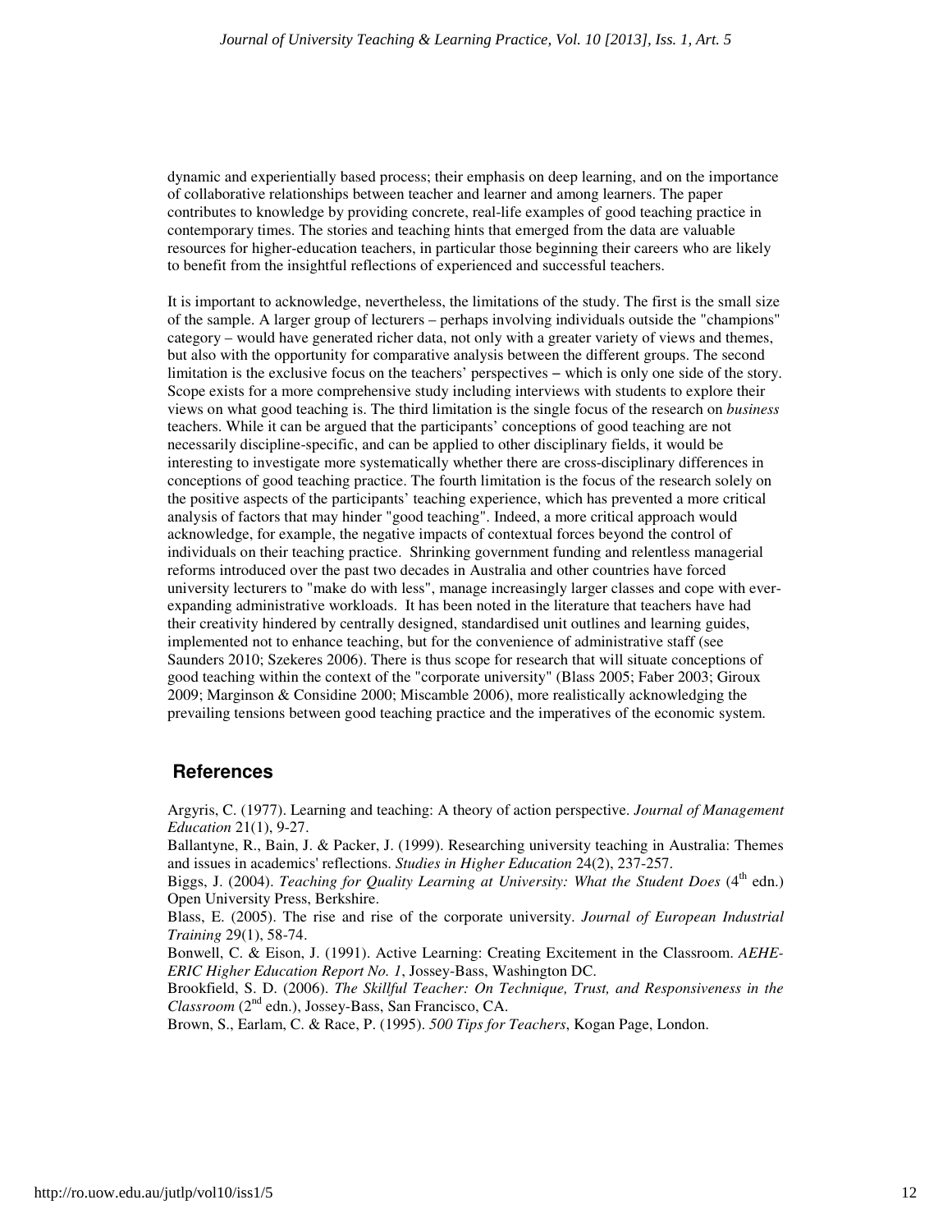dynamic and experientially based process; their emphasis on deep learning, and on the importance of collaborative relationships between teacher and learner and among learners. The paper contributes to knowledge by providing concrete, real-life examples of good teaching practice in contemporary times. The stories and teaching hints that emerged from the data are valuable resources for higher-education teachers, in particular those beginning their careers who are likely to benefit from the insightful reflections of experienced and successful teachers.

It is important to acknowledge, nevertheless, the limitations of the study. The first is the small size of the sample. A larger group of lecturers – perhaps involving individuals outside the "champions" category – would have generated richer data, not only with a greater variety of views and themes, but also with the opportunity for comparative analysis between the different groups. The second limitation is the exclusive focus on the teachers' perspectives – which is only one side of the story. Scope exists for a more comprehensive study including interviews with students to explore their views on what good teaching is. The third limitation is the single focus of the research on *business* teachers. While it can be argued that the participants' conceptions of good teaching are not necessarily discipline-specific, and can be applied to other disciplinary fields, it would be interesting to investigate more systematically whether there are cross-disciplinary differences in conceptions of good teaching practice. The fourth limitation is the focus of the research solely on the positive aspects of the participants' teaching experience, which has prevented a more critical analysis of factors that may hinder "good teaching". Indeed, a more critical approach would acknowledge, for example, the negative impacts of contextual forces beyond the control of individuals on their teaching practice. Shrinking government funding and relentless managerial reforms introduced over the past two decades in Australia and other countries have forced university lecturers to "make do with less", manage increasingly larger classes and cope with ever-expanding administrative workloads. It has been noted in the literature that teachers have had their creativity hindered by centrally designed, standardised unit outlines and learning guides, implemented not to enhance teaching, but for the convenience of administrative staff (see Saunders 2010; Szekeres 2006). There is thus scope for research that will situate conceptions of good teaching within the context of the "corporate university" (Blass 2005; Faber 2003; Giroux 2009; Marginson & Considine 2000; Miscamble 2006), more realistically acknowledging the prevailing tensions between good teaching practice and the imperatives of the economic system.

## References

Argyris, C. (1977). Learning and teaching: A theory of action perspective. *Journal of Management Education* 21(1), 9-27.

Ballantyne, R., Bain, J. & Packer, J. (1999). Researching university teaching in Australia: Themes and issues in academics' reflections. *Studies in Higher Education* 24(2), 237-257.

Biggs, J. (2004). *Teaching for Quality Learning at University: What the Student Does* (4th edn.) Open University Press, Berkshire.

Blass, E. (2005). The rise and rise of the corporate university. *Journal of European Industrial Training* 29(1), 58-74.

Bonwell, C. & Eison, J. (1991). Active Learning: Creating Excitement in the Classroom. *AEHE-ERIC Higher Education Report No. 1*, Jossey-Bass, Washington DC.

Brookfield, S. D. (2006). *The Skillful Teacher: On Technique, Trust, and Responsiveness in the Classroom* (2nd edn.), Jossey-Bass, San Francisco, CA.

Brown, S., Earlam, C. & Race, P. (1995). *500 Tips for Teachers*, Kogan Page, London.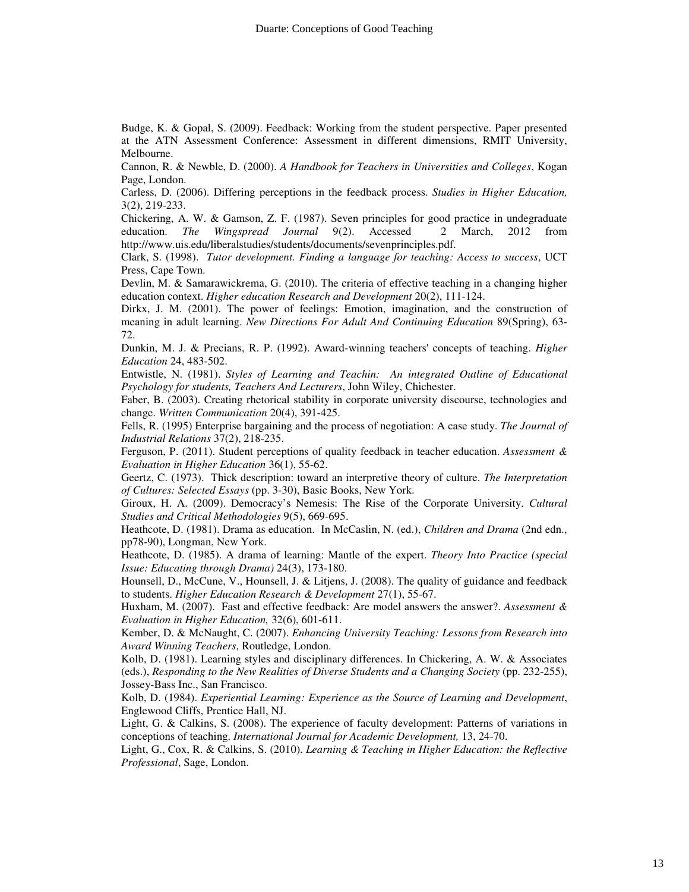Budge, K. & Gopal, S. (2009). Feedback: Working from the student perspective. Paper presented at the ATN Assessment Conference: Assessment in different dimensions, RMIT University, Melbourne.

Cannon, R. & Newble, D. (2000). *A Handbook for Teachers in Universities and Colleges*, Kogan Page, London.

Carless, D. (2006). Differing perceptions in the feedback process. *Studies in Higher Education,* 3(2), 219-233.

Chickering, A. W. & Gamson, Z. F. (1987). Seven principles for good practice in undegraduate education. *The Wingspread Journal* 9(2). Accessed 2 March, 2012 from http://www.uis.edu/liberalstudies/students/documents/sevenprinciples.pdf.

Clark, S. (1998). *Tutor development. Finding a language for teaching: Access to success*, UCT Press, Cape Town.

Devlin, M. & Samarawickrema, G. (2010). The criteria of effective teaching in a changing higher education context. *Higher education Research and Development* 20(2), 111-124.

Dirkx, J. M. (2001). The power of feelings: Emotion, imagination, and the construction of meaning in adult learning. *New Directions For Adult And Continuing Education* 89(Spring), 63-72.

Dunkin, M. J. & Precians, R. P. (1992). Award-winning teachers' concepts of teaching. *Higher Education* 24, 483-502.

Entwistle, N. (1981). *Styles of Learning and Teachin: An integrated Outline of Educational Psychology for students, Teachers And Lecturers*, John Wiley, Chichester.

Faber, B. (2003). Creating rhetorical stability in corporate university discourse, technologies and change. *Written Communication* 20(4), 391-425.

Fells, R. (1995) Enterprise bargaining and the process of negotiation: A case study. *The Journal of Industrial Relations* 37(2), 218-235.

Ferguson, P. (2011). Student perceptions of quality feedback in teacher education. *Assessment & Evaluation in Higher Education* 36(1), 55-62.

Geertz, C. (1973). Thick description: toward an interpretive theory of culture. *The Interpretation of Cultures: Selected Essays* (pp. 3-30), Basic Books, New York.

Giroux, H. A. (2009). Democracy's Nemesis: The Rise of the Corporate University. *Cultural Studies and Critical Methodologies* 9(5), 669-695.

Heathcote, D. (1981). Drama as education. In McCaslin, N. (ed.), *Children and Drama* (2nd edn., pp78-90), Longman, New York.

Heathcote, D. (1985). A drama of learning: Mantle of the expert. *Theory Into Practice (special Issue: Educating through Drama)* 24(3), 173-180.

Hounsell, D., McCune, V., Hounsell, J. & Litjens, J. (2008). The quality of guidance and feedback to students. *Higher Education Research & Development* 27(1), 55-67.

Huxham, M. (2007). Fast and effective feedback: Are model answers the answer?. *Assessment & Evaluation in Higher Education,* 32(6), 601-611.

Kember, D. & McNaught, C. (2007). *Enhancing University Teaching: Lessons from Research into Award Winning Teachers*, Routledge, London.

Kolb, D. (1981). Learning styles and disciplinary differences. In Chickering, A. W. & Associates (eds.), *Responding to the New Realities of Diverse Students and a Changing Society* (pp. 232-255), Jossey-Bass Inc., San Francisco.

Kolb, D. (1984). *Experiential Learning: Experience as the Source of Learning and Development*, Englewood Cliffs, Prentice Hall, NJ.

Light, G. & Calkins, S. (2008). The experience of faculty development: Patterns of variations in conceptions of teaching. *International Journal for Academic Development,* 13, 24-70.

Light, G., Cox, R. & Calkins, S. (2010). *Learning & Teaching in Higher Education: the Reflective Professional*, Sage, London.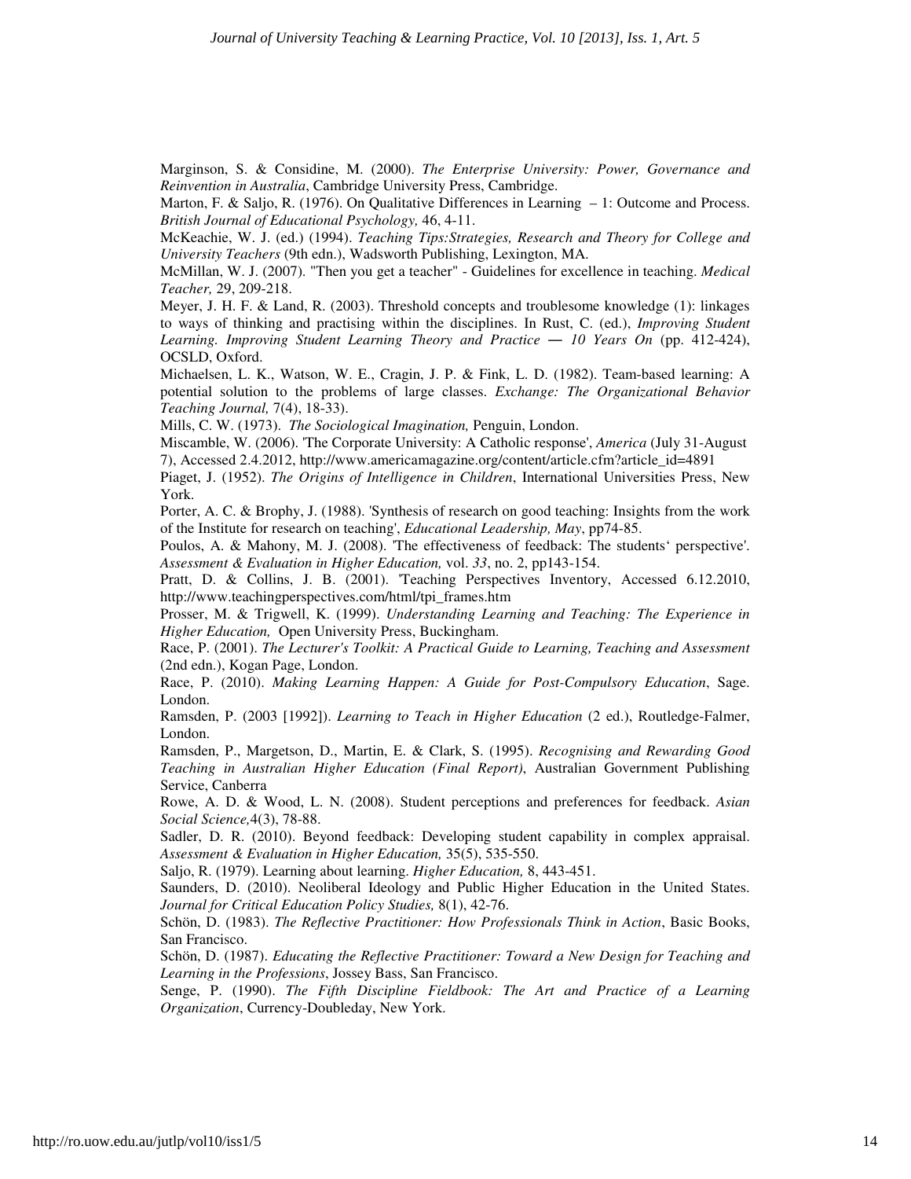Marginson, S. & Considine, M. (2000). *The Enterprise University: Power, Governance and Reinvention in Australia*, Cambridge University Press, Cambridge.

Marton, F. & Saljo, R. (1976). On Qualitative Differences in Learning – 1: Outcome and Process. *British Journal of Educational Psychology,* 46, 4-11.

McKeachie, W. J. (ed.) (1994). *Teaching Tips:Strategies, Research and Theory for College and University Teachers* (9th edn.), Wadsworth Publishing, Lexington, MA.

McMillan, W. J. (2007). "Then you get a teacher" - Guidelines for excellence in teaching. *Medical Teacher,* 29, 209-218.

Meyer, J. H. F. & Land, R. (2003). Threshold concepts and troublesome knowledge (1): linkages to ways of thinking and practising within the disciplines. In Rust, C. (ed.), *Improving Student Learning. Improving Student Learning Theory and Practice — 10 Years On* (pp. 412-424), OCSLD, Oxford.

Michaelsen, L. K., Watson, W. E., Cragin, J. P. & Fink, L. D. (1982). Team-based learning: A potential solution to the problems of large classes. *Exchange: The Organizational Behavior Teaching Journal,* 7(4), 18-33).

Mills, C. W. (1973). *The Sociological Imagination,* Penguin, London.

Miscamble, W. (2006). 'The Corporate University: A Catholic response', *America* (July 31-August 7), Accessed 2.4.2012, http://www.americamagazine.org/content/article.cfm?article_id=4891

Piaget, J. (1952). *The Origins of Intelligence in Children*, International Universities Press, New York.

Porter, A. C. & Brophy, J. (1988). 'Synthesis of research on good teaching: Insights from the work of the Institute for research on teaching', *Educational Leadership, May*, pp74-85.

Poulos, A. & Mahony, M. J. (2008). 'The effectiveness of feedback: The students' perspective'. *Assessment & Evaluation in Higher Education,* vol. *33*, no. 2, pp143-154.

Pratt, D. & Collins, J. B. (2001). 'Teaching Perspectives Inventory, Accessed 6.12.2010, http://www.teachingperspectives.com/html/tpi_frames.htm

Prosser, M. & Trigwell, K. (1999). *Understanding Learning and Teaching: The Experience in Higher Education,* Open University Press, Buckingham.

Race, P. (2001). *The Lecturer's Toolkit: A Practical Guide to Learning, Teaching and Assessment* (2nd edn.), Kogan Page, London.

Race, P. (2010). *Making Learning Happen: A Guide for Post-Compulsory Education*, Sage. London.

Ramsden, P. (2003 [1992]). *Learning to Teach in Higher Education* (2 ed.), Routledge-Falmer, London.

Ramsden, P., Margetson, D., Martin, E. & Clark, S. (1995). *Recognising and Rewarding Good Teaching in Australian Higher Education (Final Report)*, Australian Government Publishing Service, Canberra

Rowe, A. D. & Wood, L. N. (2008). Student perceptions and preferences for feedback. *Asian Social Science,*4(3), 78-88.

Sadler, D. R. (2010). Beyond feedback: Developing student capability in complex appraisal. *Assessment & Evaluation in Higher Education,* 35(5), 535-550.

Saljo, R. (1979). Learning about learning. *Higher Education,* 8, 443-451.

Saunders, D. (2010). Neoliberal Ideology and Public Higher Education in the United States. *Journal for Critical Education Policy Studies,* 8(1), 42-76.

Schön, D. (1983). *The Reflective Practitioner: How Professionals Think in Action*, Basic Books, San Francisco.

Schön, D. (1987). *Educating the Reflective Practitioner: Toward a New Design for Teaching and Learning in the Professions*, Jossey Bass, San Francisco.

Senge, P. (1990). *The Fifth Discipline Fieldbook: The Art and Practice of a Learning Organization*, Currency-Doubleday, New York.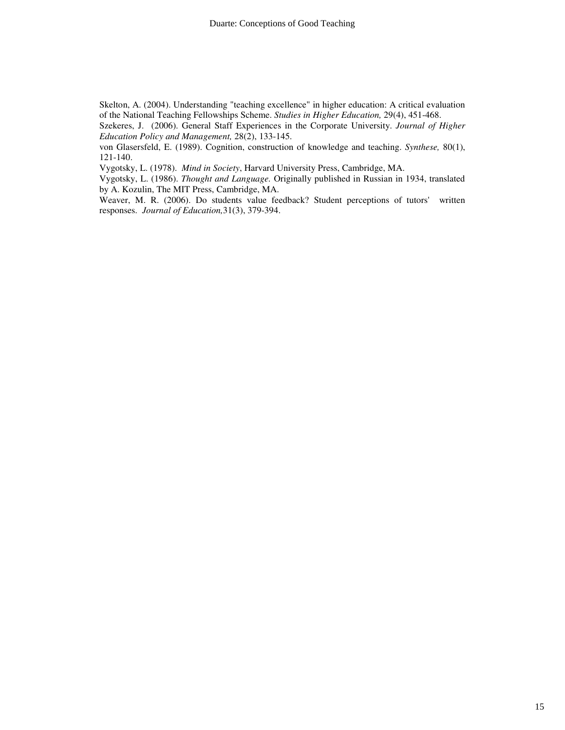Skelton, A. (2004). Understanding "teaching excellence" in higher education: A critical evaluation of the National Teaching Fellowships Scheme. *Studies in Higher Education,* 29(4), 451-468.

Szekeres, J. (2006). General Staff Experiences in the Corporate University. *Journal of Higher Education Policy and Management,* 28(2), 133-145.

von Glasersfeld, E. (1989). Cognition, construction of knowledge and teaching. *Synthese,* 80(1), 121-140.

Vygotsky, L. (1978). *Mind in Society*, Harvard University Press, Cambridge, MA.

Vygotsky, L. (1986). *Thought and Language.* Originally published in Russian in 1934, translated by A. Kozulin, The MIT Press, Cambridge, MA.

Weaver, M. R. (2006). Do students value feedback? Student perceptions of tutors' written responses. *Journal of Education,*31(3), 379-394.